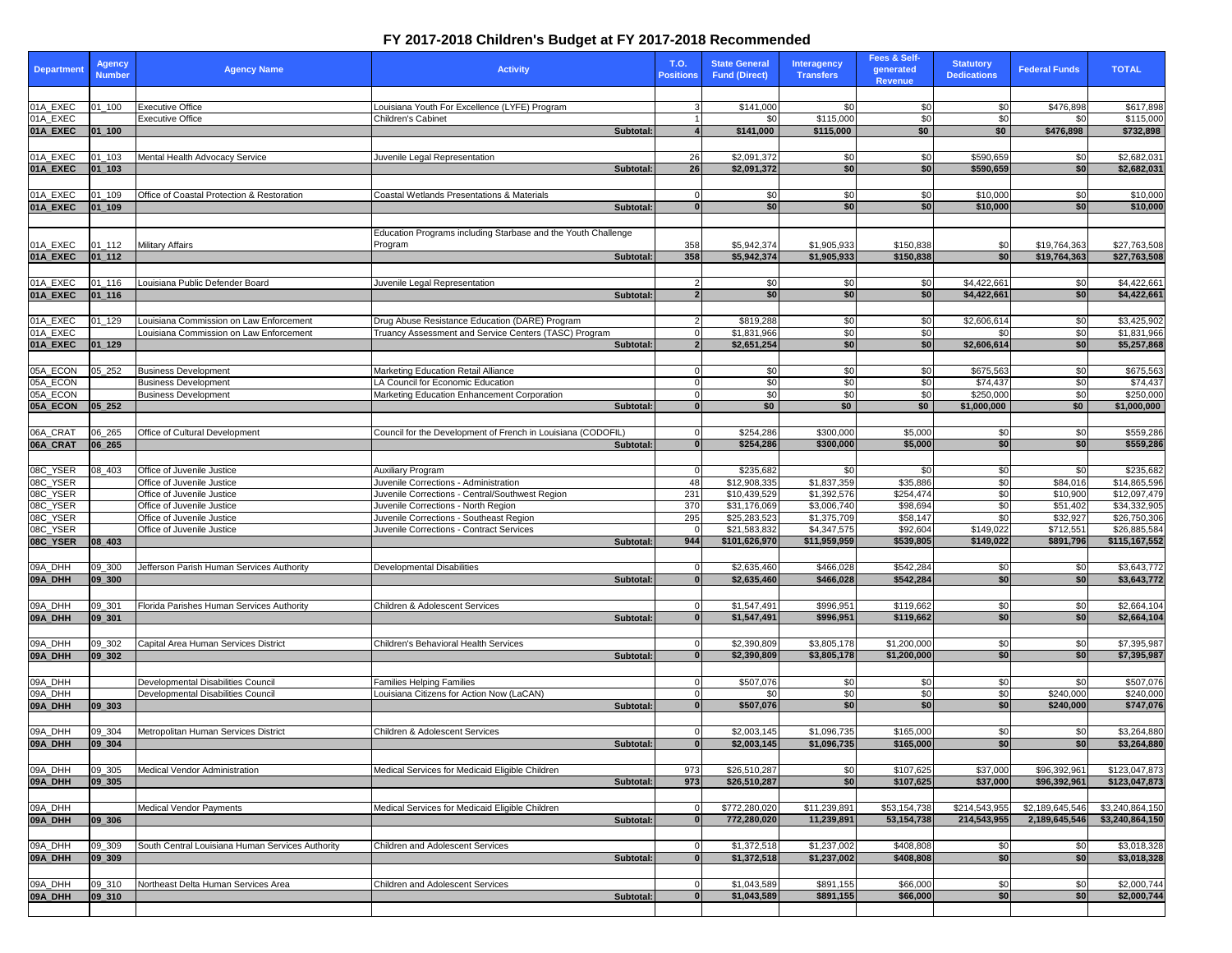# FY 2017-2018 Children's Budget at FY 2017-2018 Recommended

| Department | Agency Number | Agency Name | Activity | T.O. Positions | State General Fund (Direct) | Interagency Transfers | Fees & Self-generated Revenue | Statutory Dedications | Federal Funds | TOTAL |
|---|---|---|---|---|---|---|---|---|---|---|
| 01A_EXEC | 01_100 | Executive Office | Louisiana Youth For Excellence (LYFE) Program | 3 | $141,000 | $0 | $0 | $0 | $476,898 | $617,898 |
| 01A_EXEC | | Executive Office | Children's Cabinet | 1 | $0 | $115,000 | $0 | $0 | $0 | $115,000 |
| **01A_EXEC** | **01_100** | | **Subtotal:** | **4** | **$141,000** | **$115,000** | **$0** | **$0** | **$476,898** | **$732,898** |
| 01A_EXEC | 01_103 | Mental Health Advocacy Service | Juvenile Legal Representation | 26 | $2,091,372 | $0 | $0 | $590,659 | $0 | $2,682,031 |
| **01A_EXEC** | **01_103** | | **Subtotal:** | **26** | **$2,091,372** | **$0** | **$0** | **$590,659** | **$0** | **$2,682,031** |
| 01A_EXEC | 01_109 | Office of Coastal Protection & Restoration | Coastal Wetlands Presentations & Materials | 0 | $0 | $0 | $0 | $10,000 | $0 | $10,000 |
| **01A_EXEC** | **01_109** | | **Subtotal:** | **0** | **$0** | **$0** | **$0** | **$10,000** | **$0** | **$10,000** |
| 01A_EXEC | 01_112 | Military Affairs | Education Programs including Starbase and the Youth Challenge Program | 358 | $5,942,374 | $1,905,933 | $150,838 | $0 | $19,764,363 | $27,763,508 |
| **01A_EXEC** | **01_112** | | **Subtotal:** | **358** | **$5,942,374** | **$1,905,933** | **$150,838** | **$0** | **$19,764,363** | **$27,763,508** |
| 01A_EXEC | 01_116 | Louisiana Public Defender Board | Juvenile Legal Representation | 2 | $0 | $0 | $0 | $4,422,661 | $0 | $4,422,661 |
| **01A_EXEC** | **01_116** | | **Subtotal:** | **2** | **$0** | **$0** | **$0** | **$4,422,661** | **$0** | **$4,422,661** |
| 01A_EXEC | 01_129 | Louisiana Commission on Law Enforcement | Drug Abuse Resistance Education (DARE) Program | 2 | $819,288 | $0 | $0 | $2,606,614 | $0 | $3,425,902 |
| 01A_EXEC | | Louisiana Commission on Law Enforcement | Truancy Assessment and Service Centers (TASC) Program | 0 | $1,831,966 | $0 | $0 | $0 | $0 | $1,831,966 |
| **01A_EXEC** | **01_129** | | **Subtotal:** | **2** | **$2,651,254** | **$0** | **$0** | **$2,606,614** | **$0** | **$5,257,868** |
| 05A_ECON | 05_252 | Business Development | Marketing Education Retail Alliance | 0 | $0 | $0 | $0 | $675,563 | $0 | $675,563 |
| 05A_ECON | | Business Development | LA Council for Economic Education | 0 | $0 | $0 | $0 | $74,437 | $0 | $74,437 |
| 05A_ECON | | Business Development | Marketing Education Enhancement Corporation | 0 | $0 | $0 | $0 | $250,000 | $0 | $250,000 |
| **05A_ECON** | **05_252** | | **Subtotal:** | **0** | **$0** | **$0** | **$0** | **$1,000,000** | **$0** | **$1,000,000** |
| 06A_CRAT | 06_265 | Office of Cultural Development | Council for the Development of French in Louisiana (CODOFIL) | 0 | $254,286 | $300,000 | $5,000 | $0 | $0 | $559,286 |
| **06A_CRAT** | **06_265** | | **Subtotal:** | **0** | **$254,286** | **$300,000** | **$5,000** | **$0** | **$0** | **$559,286** |
| 08C_YSER | 08_403 | Office of Juvenile Justice | Auxiliary Program | 0 | $235,682 | $0 | $0 | $0 | $0 | $235,682 |
| 08C_YSER | | Office of Juvenile Justice | Juvenile Corrections - Administration | 48 | $12,908,335 | $1,837,359 | $35,886 | $0 | $84,016 | $14,865,596 |
| 08C_YSER | | Office of Juvenile Justice | Juvenile Corrections - Central/Southwest Region | 231 | $10,439,529 | $1,392,576 | $254,474 | $0 | $10,900 | $12,097,479 |
| 08C_YSER | | Office of Juvenile Justice | Juvenile Corrections - North Region | 370 | $31,176,069 | $3,006,740 | $98,694 | $0 | $51,402 | $34,332,905 |
| 08C_YSER | | Office of Juvenile Justice | Juvenile Corrections - Southeast Region | 295 | $25,283,523 | $1,375,709 | $58,147 | $0 | $32,927 | $26,750,306 |
| 08C_YSER | | Office of Juvenile Justice | Juvenile Corrections - Contract Services | 0 | $21,583,832 | $4,347,575 | $92,604 | $149,022 | $712,551 | $26,885,584 |
| **08C_YSER** | **08_403** | | **Subtotal:** | **944** | **$101,626,970** | **$11,959,959** | **$539,805** | **$149,022** | **$891,796** | **$115,167,552** |
| 09A_DHH | 09_300 | Jefferson Parish Human Services Authority | Developmental Disabilities | 0 | $2,635,460 | $466,028 | $542,284 | $0 | $0 | $3,643,772 |
| **09A_DHH** | **09_300** | | **Subtotal:** | **0** | **$2,635,460** | **$466,028** | **$542,284** | **$0** | **$0** | **$3,643,772** |
| 09A_DHH | 09_301 | Florida Parishes Human Services Authority | Children & Adolescent Services | 0 | $1,547,491 | $996,951 | $119,662 | $0 | $0 | $2,664,104 |
| **09A_DHH** | **09_301** | | **Subtotal:** | **0** | **$1,547,491** | **$996,951** | **$119,662** | **$0** | **$0** | **$2,664,104** |
| 09A_DHH | 09_302 | Capital Area Human Services District | Children's Behavioral Health Services | 0 | $2,390,809 | $3,805,178 | $1,200,000 | $0 | $0 | $7,395,987 |
| **09A_DHH** | **09_302** | | **Subtotal:** | **0** | **$2,390,809** | **$3,805,178** | **$1,200,000** | **$0** | **$0** | **$7,395,987** |
| 09A_DHH | | Developmental Disabilities Council | Families Helping Families | 0 | $507,076 | $0 | $0 | $0 | $0 | $507,076 |
| 09A_DHH | | Developmental Disabilities Council | Louisiana Citizens for Action Now (LaCAN) | 0 | $0 | $0 | $0 | $0 | $240,000 | $240,000 |
| **09A_DHH** | **09_303** | | **Subtotal:** | **0** | **$507,076** | **$0** | **$0** | **$0** | **$240,000** | **$747,076** |
| 09A_DHH | 09_304 | Metropolitan Human Services District | Children & Adolescent Services | 0 | $2,003,145 | $1,096,735 | $165,000 | $0 | $0 | $3,264,880 |
| **09A_DHH** | **09_304** | | **Subtotal:** | **0** | **$2,003,145** | **$1,096,735** | **$165,000** | **$0** | **$0** | **$3,264,880** |
| 09A_DHH | 09_305 | Medical Vendor Administration | Medical Services for Medicaid Eligible Children | 973 | $26,510,287 | $0 | $107,625 | $37,000 | $96,392,961 | $123,047,873 |
| **09A_DHH** | **09_305** | | **Subtotal:** | **973** | **$26,510,287** | **$0** | **$107,625** | **$37,000** | **$96,392,961** | **$123,047,873** |
| 09A_DHH | | Medical Vendor Payments | Medical Services for Medicaid Eligible Children | 0 | $772,280,020 | $11,239,891 | $53,154,738 | $214,543,955 | $2,189,645,546 | $3,240,864,150 |
| **09A_DHH** | **09_306** | | **Subtotal:** | **0** | **772,280,020** | **11,239,891** | **53,154,738** | **214,543,955** | **2,189,645,546** | **$3,240,864,150** |
| 09A_DHH | 09_309 | South Central Louisiana Human Services Authority | Children and Adolescent Services | 0 | $1,372,518 | $1,237,002 | $408,808 | $0 | $0 | $3,018,328 |
| **09A_DHH** | **09_309** | | **Subtotal:** | **0** | **$1,372,518** | **$1,237,002** | **$408,808** | **$0** | **$0** | **$3,018,328** |
| 09A_DHH | 09_310 | Northeast Delta Human Services Area | Children and Adolescent Services | 0 | $1,043,589 | $891,155 | $66,000 | $0 | $0 | $2,000,744 |
| **09A_DHH** | **09_310** | | **Subtotal:** | **0** | **$1,043,589** | **$891,155** | **$66,000** | **$0** | **$0** | **$2,000,744** |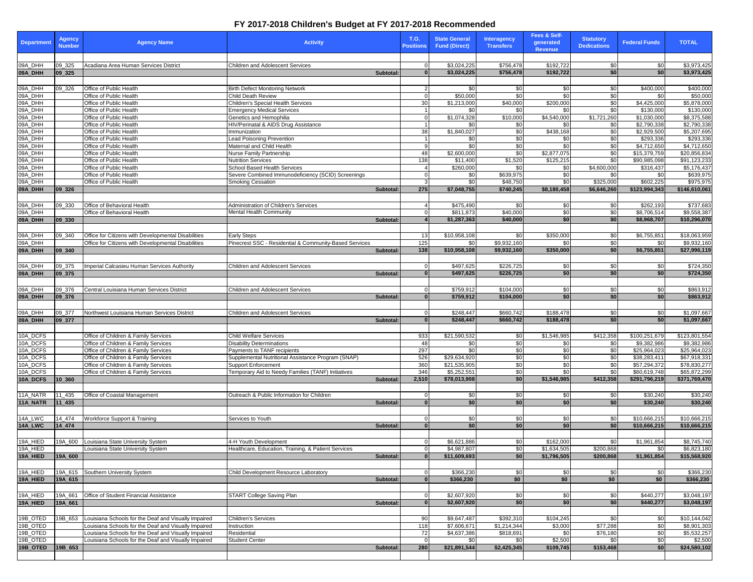# FY 2017-2018 Children's Budget at FY 2017-2018 Recommended

| Department | Agency Number | Agency Name | Activity | T.O. Positions | State General Fund (Direct) | Interagency Transfers | Fees & Self-generated Revenue | Statutory Dedications | Federal Funds | TOTAL |
|---|---|---|---|---|---|---|---|---|---|---|
| 09A_DHH | 09_325 | Acadiana Area Human Services District | Children and Adolescent Services | 0 | $3,024,225 | $756,478 | $192,722 | $0 | $0 | $3,973,425 |
| **09A_DHH** | **09_325** | | **Subtotal:** | **0** | **$3,024,225** | **$756,478** | **$192,722** | **$0** | **$0** | **$3,973,425** |
| 09A_DHH | 09_326 | Office of Public Health | Birth Defect Monitoring Network | 2 | $0 | $0 | $0 | $0 | $400,000 | $400,000 |
| 09A_DHH | | Office of Public Health | Child Death Review | 0 | $50,000 | $0 | $0 | $0 | $0 | $50,000 |
| 09A_DHH | | Office of Public Health | Children's Special Health Services | 30 | $1,213,000 | $40,000 | $200,000 | $0 | $4,425,000 | $5,878,000 |
| 09A_DHH | | Office of Public Health | Emergency Medical Services | 1 | $0 | $0 | $0 | $0 | $130,000 | $130,000 |
| 09A_DHH | | Office of Public Health | Genetics and Hemophilia | 0 | $1,074,328 | $10,000 | $4,540,000 | $1,721,260 | $1,030,000 | $8,375,588 |
| 09A_DHH | | Office of Public Health | HIV/Perinatal & AIDS Drug Assistance | 1 | $0 | $0 | $0 | $0 | $2,790,338 | $2,790,338 |
| 09A_DHH | | Office of Public Health | Immunization | 38 | $1,840,027 | $0 | $438,168 | $0 | $2,929,500 | $5,207,695 |
| 09A_DHH | | Office of Public Health | Lead Poisoning Prevention | 1 | $0 | $0 | $0 | $0 | $293,336 | $293,336 |
| 09A_DHH | | Office of Public Health | Maternal and Child Health | 9 | $0 | $0 | $0 | $0 | $4,712,650 | $4,712,650 |
| 09A_DHH | | Office of Public Health | Nurse Family Partnership | 48 | $2,600,000 | $0 | $2,877,075 | $0 | $15,379,759 | $20,856,834 |
| 09A_DHH | | Office of Public Health | Nutrition Services | 138 | $11,400 | $1,520 | $125,215 | $0 | $90,985,098 | $91,123,233 |
| 09A_DHH | | Office of Public Health | School Based Health Services | 4 | $260,000 | $0 | $0 | $4,600,000 | $316,437 | $5,176,437 |
| 09A_DHH | | Office of Public Health | Severe Combined Immunodeficiency (SCID) Screenings | 0 | $0 | $639,975 | $0 | $0 | $0 | $639,975 |
| 09A_DHH | | Office of Public Health | Smoking Cessation | 3 | $0 | $48,750 | $0 | $325,000 | $602,225 | $975,975 |
| **09A_DHH** | **09_326** | | **Subtotal:** | **275** | **$7,048,755** | **$740,245** | **$8,180,458** | **$6,646,260** | **$123,994,343** | **$146,610,061** |
| 09A_DHH | 09_330 | Office of Behavioral Health | Administration of Children's Services | 4 | $475,490 | $0 | $0 | $0 | $262,193 | $737,683 |
| 09A_DHH | | Office of Behavioral Health | Mental Health Community | 0 | $811,873 | $40,000 | $0 | $0 | $8,706,514 | $9,558,387 |
| **09A_DHH** | **09_330** | | **Subtotal:** | **4** | **$1,287,363** | **$40,000** | **$0** | **$0** | **$8,968,707** | **$10,296,070** |
| 09A_DHH | 09_340 | Office for Citizens with Developmental Disabilities | Early Steps | 13 | $10,958,108 | $0 | $350,000 | $0 | $6,755,851 | $18,063,959 |
| 09A_DHH | | Office for Citizens with Developmental Disabilities | Pinecrest SSC - Residential & Community-Based Services | 125 | $0 | $9,932,160 | $0 | $0 | $0 | $9,932,160 |
| **09A_DHH** | **09_340** | | **Subtotal:** | **138** | **$10,958,108** | **$9,932,160** | **$350,000** | **$0** | **$6,755,851** | **$27,996,119** |
| 09A_DHH | 09_375 | Imperial Calcasieu Human Services Authority | Children and Adolescent Services | 0 | $497,625 | $226,725 | $0 | $0 | $0 | $724,350 |
| **09A_DHH** | **09_375** | | **Subtotal:** | **0** | **$497,625** | **$226,725** | **$0** | **$0** | **$0** | **$724,350** |
| 09A_DHH | 09_376 | Central Louisiana Human Services District | Children and Adolescent Services | 0 | $759,912 | $104,000 | $0 | $0 | $0 | $863,912 |
| **09A_DHH** | **09_376** | | **Subtotal:** | **0** | **$759,912** | **$104,000** | **$0** | **$0** | **$0** | **$863,912** |
| 09A_DHH | 09_377 | Northwest Louisiana Human Services District | Children and Adolescent Services | 0 | $248,447 | $660,742 | $188,478 | $0 | $0 | $1,097,667 |
| **09A_DHH** | **09_377** | | **Subtotal:** | **0** | **$248,447** | **$660,742** | **$188,478** | **$0** | **$0** | **$1,097,667** |
| 10A_DCFS | | Office of Children & Family Services | Child Welfare Services | 933 | $21,590,532 | $0 | $1,546,985 | $412,358 | $100,251,679 | $123,801,554 |
| 10A_DCFS | | Office of Children & Family Services | Disability Determinations | 48 | $0 | $0 | $0 | $0 | $9,382,986 | $9,382,986 |
| 10A_DCFS | | Office of Children & Family Services | Payments to TANF recipients | 297 | $0 | $0 | $0 | $0 | $25,964,023 | $25,964,023 |
| 10A_DCFS | | Office of Children & Family Services | Supplemental Nutritional Assistance Program (SNAP) | 526 | $29,634,920 | $0 | $0 | $0 | $38,283,411 | $67,918,331 |
| 10A_DCFS | | Office of Children & Family Services | Support Enforcement | 360 | $21,535,905 | $0 | $0 | $0 | $57,294,372 | $78,830,277 |
| 10A_DCFS | | Office of Children & Family Services | Temporary Aid to Needy Families (TANF) Initiatives | 346 | $5,252,551 | $0 | $0 | $0 | $60,619,748 | $65,872,299 |
| **10A_DCFS** | **10_360** | | **Subtotal:** | **2,510** | **$78,013,908** | **$0** | **$1,546,985** | **$412,358** | **$291,796,219** | **$371,769,470** |
| 11A_NATR | 11_435 | Office of Coastal Management | Outreach & Public Information for Children | 0 | $0 | $0 | $0 | $0 | $30,240 | $30,240 |
| **11A_NATR** | **11_435** | | **Subtotal:** | **0** | **$0** | **$0** | **$0** | **$0** | **$30,240** | **$30,240** |
| 14A_LWC | 14_474 | Workforce Support & Training | Services to Youth | 0 | $0 | $0 | $0 | $0 | $10,666,215 | $10,666,215 |
| **14A_LWC** | **14_474** | | **Subtotal:** | **0** | **$0** | **$0** | **$0** | **$0** | **$10,666,215** | **$10,666,215** |
| 19A_HIED | 19A_600 | Louisiana State University System | 4-H Youth Development | 0 | $6,621,886 | $0 | $162,000 | $0 | $1,961,854 | $8,745,740 |
| 19A_HIED | | Louisiana State University System | Healthcare, Education, Training, & Patient Services | 0 | $4,987,807 | $0 | $1,634,505 | $200,868 | $0 | $6,823,180 |
| **19A_HIED** | **19A_600** | | **Subtotal:** | **0** | **$11,609,693** | **$0** | **$1,796,505** | **$200,868** | **$1,961,854** | **$15,568,920** |
| 19A_HIED | 19A_615 | Southern University System | Child Development Resource Laboratory | 0 | $366,230 | $0 | $0 | $0 | $0 | $366,230 |
| **19A_HIED** | **19A_615** | | **Subtotal:** | **0** | **$366,230** | **$0** | **$0** | **$0** | **$0** | **$366,230** |
| 19A_HIED | 19A_661 | Office of Student Financial Assistance | START College Saving Plan | 0 | $2,607,920 | $0 | $0 | $0 | $440,277 | $3,048,197 |
| **19A_HIED** | **19A_661** | | **Subtotal:** | **0** | **$2,607,920** | **$0** | **$0** | **$0** | **$440,277** | **$3,048,197** |
| 19B_OTED | 19B_653 | Louisiana Schools for the Deaf and Visually Impaired | Children's Services | 90 | $9,647,487 | $392,310 | $104,245 | $0 | $0 | $10,144,042 |
| 19B_OTED | | Louisiana Schools for the Deaf and Visually Impaired | Instruction | 118 | $7,606,671 | $1,214,344 | $3,000 | $77,288 | $0 | $8,901,303 |
| 19B_OTED | | Louisiana Schools for the Deaf and Visually Impaired | Residential | 72 | $4,637,386 | $818,691 | $0 | $76,180 | $0 | $5,532,257 |
| 19B_OTED | | Louisiana Schools for the Deaf and Visually Impaired | Student Center | 0 | $0 | $0 | $2,500 | $0 | $0 | $2,500 |
| **19B_OTED** | **19B_653** | | **Subtotal:** | **280** | **$21,891,544** | **$2,425,345** | **$109,745** | **$153,468** | **$0** | **$24,580,102** |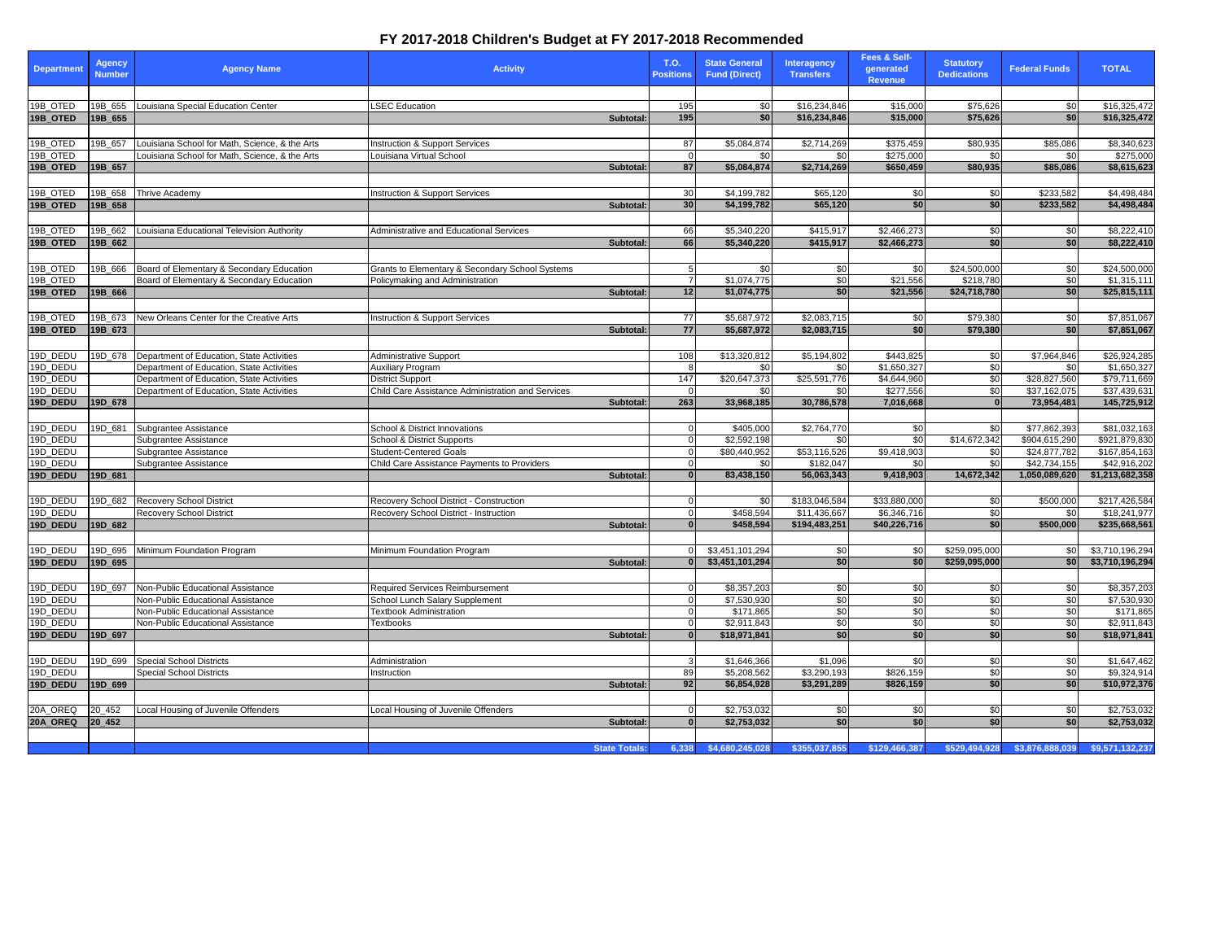# FY 2017-2018 Children's Budget at FY 2017-2018 Recommended

| Department | Agency Number | Agency Name | Activity | T.O. Positions | State General Fund (Direct) | Interagency Transfers | Fees & Self-generated Revenue | Statutory Dedications | Federal Funds | TOTAL |
|---|---|---|---|---|---|---|---|---|---|---|
| 19B_OTED | 19B_655 | Louisiana Special Education Center | LSEC Education | 195 | $0 | $16,234,846 | $15,000 | $75,626 | $0 | $16,325,472 |
| **19B_OTED** | **19B_655** | | **Subtotal:** | **195** | **$0** | **$16,234,846** | **$15,000** | **$75,626** | **$0** | **$16,325,472** |
| 19B_OTED | 19B_657 | Louisiana School for Math, Science, & the Arts | Instruction & Support Services | 87 | $5,084,874 | $2,714,269 | $375,459 | $80,935 | $85,086 | $8,340,623 |
| 19B_OTED | | Louisiana School for Math, Science, & the Arts | Louisiana Virtual School | 0 | $0 | $0 | $275,000 | $0 | $0 | $275,000 |
| **19B_OTED** | **19B_657** | | **Subtotal:** | **87** | **$5,084,874** | **$2,714,269** | **$650,459** | **$80,935** | **$85,086** | **$8,615,623** |
| 19B_OTED | 19B_658 | Thrive Academy | Instruction & Support Services | 30 | $4,199,782 | $65,120 | $0 | $0 | $233,582 | $4,498,484 |
| **19B_OTED** | **19B_658** | | **Subtotal:** | **30** | **$4,199,782** | **$65,120** | **$0** | **$0** | **$233,582** | **$4,498,484** |
| 19B_OTED | 19B_662 | Louisiana Educational Television Authority | Administrative and Educational Services | 66 | $5,340,220 | $415,917 | $2,466,273 | $0 | $0 | $8,222,410 |
| **19B_OTED** | **19B_662** | | **Subtotal:** | **66** | **$5,340,220** | **$415,917** | **$2,466,273** | **$0** | **$0** | **$8,222,410** |
| 19B_OTED | 19B_666 | Board of Elementary & Secondary Education | Grants to Elementary & Secondary School Systems | 5 | $0 | $0 | $0 | $24,500,000 | $0 | $24,500,000 |
| 19B_OTED | | Board of Elementary & Secondary Education | Policymaking and Administration | 7 | $1,074,775 | $0 | $21,556 | $218,780 | $0 | $1,315,111 |
| **19B_OTED** | **19B_666** | | **Subtotal:** | **12** | **$1,074,775** | **$0** | **$21,556** | **$24,718,780** | **$0** | **$25,815,111** |
| 19B_OTED | 19B_673 | New Orleans Center for the Creative Arts | Instruction & Support Services | 77 | $5,687,972 | $2,083,715 | $0 | $79,380 | $0 | $7,851,067 |
| **19B_OTED** | **19B_673** | | **Subtotal:** | **77** | **$5,687,972** | **$2,083,715** | **$0** | **$79,380** | **$0** | **$7,851,067** |
| 19D_DEDU | 19D_678 | Department of Education, State Activities | Administrative Support | 108 | $13,320,812 | $5,194,802 | $443,825 | $0 | $7,964,846 | $26,924,285 |
| 19D_DEDU | | Department of Education, State Activities | Auxiliary Program | 8 | $0 | $0 | $1,650,327 | $0 | $0 | $1,650,327 |
| 19D_DEDU | | Department of Education, State Activities | District Support | 147 | $20,647,373 | $25,591,776 | $4,644,960 | $0 | $28,827,560 | $79,711,669 |
| 19D_DEDU | | Department of Education, State Activities | Child Care Assistance Administration and Services | 0 | $0 | $0 | $277,556 | $0 | $37,162,075 | $37,439,631 |
| **19D_DEDU** | **19D_678** | | **Subtotal:** | **263** | **33,968,185** | **30,786,578** | **7,016,668** | **0** | **73,954,481** | **145,725,912** |
| 19D_DEDU | 19D_681 | Subgrantee Assistance | School & District Innovations | 0 | $405,000 | $2,764,770 | $0 | $0 | $77,862,393 | $81,032,163 |
| 19D_DEDU | | Subgrantee Assistance | School & District Supports | 0 | $2,592,198 | $0 | $0 | $14,672,342 | $904,615,290 | $921,879,830 |
| 19D_DEDU | | Subgrantee Assistance | Student-Centered Goals | 0 | $80,440,952 | $53,116,526 | $9,418,903 | $0 | $24,877,782 | $167,854,163 |
| 19D_DEDU | | Subgrantee Assistance | Child Care Assistance Payments to Providers | 0 | $0 | $182,047 | $0 | $0 | $42,734,155 | $42,916,202 |
| **19D_DEDU** | **19D_681** | | **Subtotal:** | **0** | **83,438,150** | **56,063,343** | **9,418,903** | **14,672,342** | **1,050,089,620** | **$1,213,682,358** |
| 19D_DEDU | 19D_682 | Recovery School District | Recovery School District - Construction | 0 | $0 | $183,046,584 | $33,880,000 | $0 | $500,000 | $217,426,584 |
| 19D_DEDU | | Recovery School District | Recovery School District - Instruction | 0 | $458,594 | $11,436,667 | $6,346,716 | $0 | $0 | $18,241,977 |
| **19D_DEDU** | **19D_682** | | **Subtotal:** | **0** | **$458,594** | **$194,483,251** | **$40,226,716** | **$0** | **$500,000** | **$235,668,561** |
| 19D_DEDU | 19D_695 | Minimum Foundation Program | Minimum Foundation Program | 0 | $3,451,101,294 | $0 | $0 | $259,095,000 | $0 | $3,710,196,294 |
| **19D_DEDU** | **19D_695** | | **Subtotal:** | **0** | **$3,451,101,294** | **$0** | **$0** | **$259,095,000** | **$0** | **$3,710,196,294** |
| 19D_DEDU | 19D_697 | Non-Public Educational Assistance | Required Services Reimbursement | 0 | $8,357,203 | $0 | $0 | $0 | $0 | $8,357,203 |
| 19D_DEDU | | Non-Public Educational Assistance | School Lunch Salary Supplement | 0 | $7,530,930 | $0 | $0 | $0 | $0 | $7,530,930 |
| 19D_DEDU | | Non-Public Educational Assistance | Textbook Administration | 0 | $171,865 | $0 | $0 | $0 | $0 | $171,865 |
| 19D_DEDU | | Non-Public Educational Assistance | Textbooks | 0 | $2,911,843 | $0 | $0 | $0 | $0 | $2,911,843 |
| **19D_DEDU** | **19D_697** | | **Subtotal:** | **0** | **$18,971,841** | **$0** | **$0** | **$0** | **$0** | **$18,971,841** |
| 19D_DEDU | 19D_699 | Special School Districts | Administration | 3 | $1,646,366 | $1,096 | $0 | $0 | $0 | $1,647,462 |
| 19D_DEDU | | Special School Districts | Instruction | 89 | $5,208,562 | $3,290,193 | $826,159 | $0 | $0 | $9,324,914 |
| **19D_DEDU** | **19D_699** | | **Subtotal:** | **92** | **$6,854,928** | **$3,291,289** | **$826,159** | **$0** | **$0** | **$10,972,376** |
| 20A_OREQ | 20_452 | Local Housing of Juvenile Offenders | Local Housing of Juvenile Offenders | 0 | $2,753,032 | $0 | $0 | $0 | $0 | $2,753,032 |
| **20A_OREQ** | **20_452** | | **Subtotal:** | **0** | **$2,753,032** | **$0** | **$0** | **$0** | **$0** | **$2,753,032** |
| | | | **State Totals:** | **6,338** | **$4,680,245,028** | **$355,037,855** | **$129,466,387** | **$529,494,928** | **$3,876,888,039** | **$9,571,132,237** |